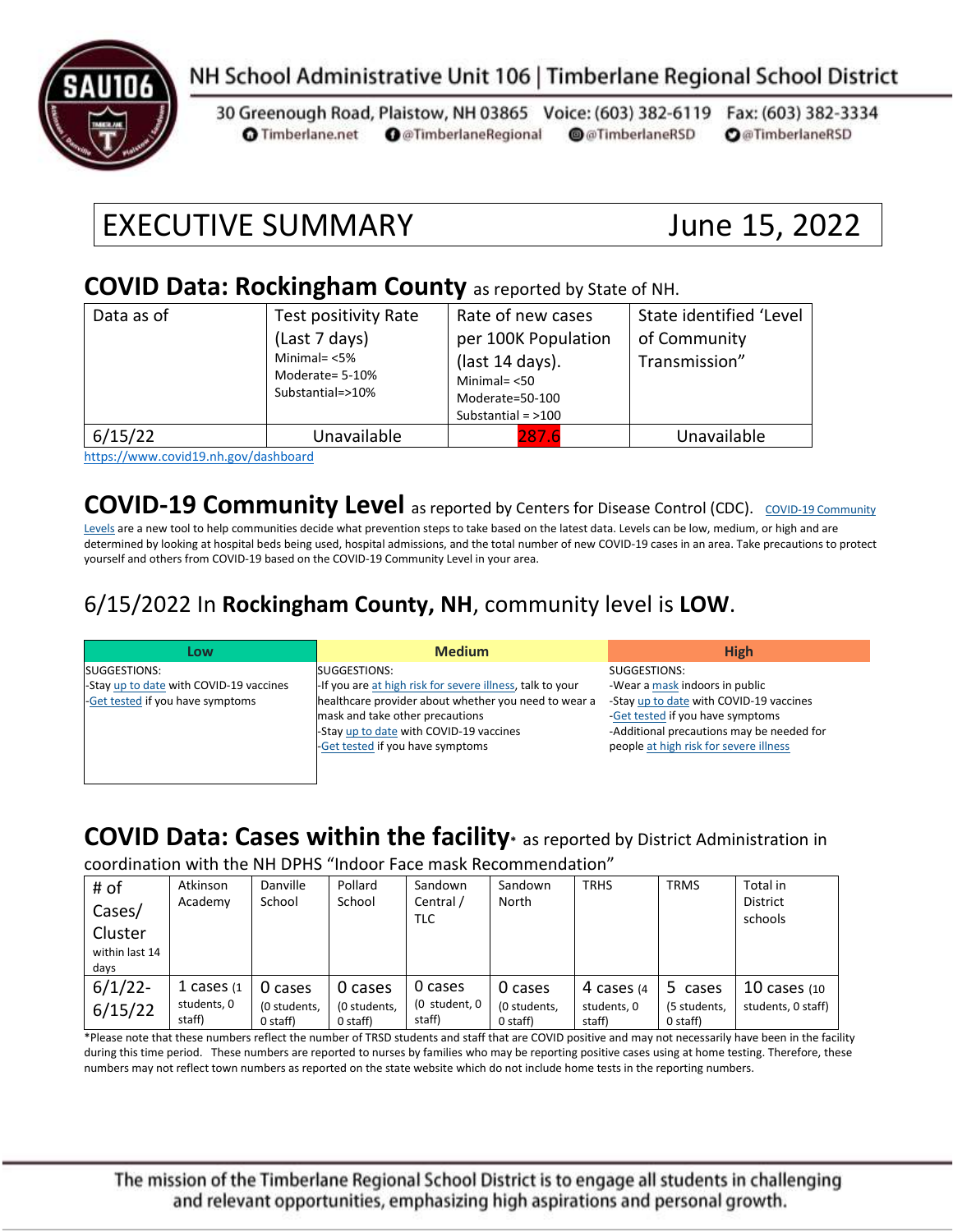NH School Administrative Unit 106 | Timberlane Regional School District

30 Greenough Road, Plaistow, NH 03865 Voice: (603) 382-6119 Fax: (603) 382-3334
Timberlane.net @TimberlaneRegional @TimberlaneRSD @TimberlaneRSD

# EXECUTIVE SUMMARY June 15, 2022

## COVID Data: Rockingham County as reported by State of NH.

| Data as of | Test positivity Rate (Last 7 days) Minimal= <5% Moderate= 5-10% Substantial=>10% | Rate of new cases per 100K Population (last 14 days). Minimal= <50 Moderate=50-100 Substantial = >100 | State identified 'Level of Community Transmission" |
|---|---|---|---|
| 6/15/22 | Unavailable | 287.6 | Unavailable |

https://www.covid19.nh.gov/dashboard

## COVID-19 Community Level as reported by Centers for Disease Control (CDC).

COVID-19 Community Levels are a new tool to help communities decide what prevention steps to take based on the latest data. Levels can be low, medium, or high and are determined by looking at hospital beds being used, hospital admissions, and the total number of new COVID-19 cases in an area. Take precautions to protect yourself and others from COVID-19 based on the COVID-19 Community Level in your area.

### 6/15/2022 In **Rockingham County, NH**, community level is **LOW**.

| Low | Medium | High |
|---|---|---|
| SUGGESTIONS:<br>-Stay up to date with COVID-19 vaccines<br>-Get tested if you have symptoms | SUGGESTIONS:<br>-If you are at high risk for severe illness, talk to your healthcare provider about whether you need to wear a mask and take other precautions<br>-Stay up to date with COVID-19 vaccines<br>-Get tested if you have symptoms | SUGGESTIONS:<br>-Wear a mask indoors in public<br>-Stay up to date with COVID-19 vaccines<br>-Get tested if you have symptoms<br>-Additional precautions may be needed for people at high risk for severe illness |

## COVID Data: Cases within the facility* as reported by District Administration in coordination with the NH DPHS "Indoor Face mask Recommendation"

| # of Cases/ Cluster within last 14 days | Atkinson Academy | Danville School | Pollard School | Sandown Central / TLC | Sandown North | TRHS | TRMS | Total in District schools |
|---|---|---|---|---|---|---|---|---|
| 6/1/22-6/15/22 | 1 cases (1 students, 0 staff) | 0 cases (0 students, 0 staff) | 0 cases (0 students, 0 staff) | 0 cases (0 student, 0 staff) | 0 cases (0 students, 0 staff) | 4 cases (4 students, 0 staff) | 5 cases (5 students, 0 staff) | 10 cases (10 students, 0 staff) |

*Please note that these numbers reflect the number of TRSD students and staff that are COVID positive and may not necessarily have been in the facility during this time period. These numbers are reported to nurses by families who may be reporting positive cases using at home testing. Therefore, these numbers may not reflect town numbers as reported on the state website which do not include home tests in the reporting numbers.

The mission of the Timberlane Regional School District is to engage all students in challenging and relevant opportunities, emphasizing high aspirations and personal growth.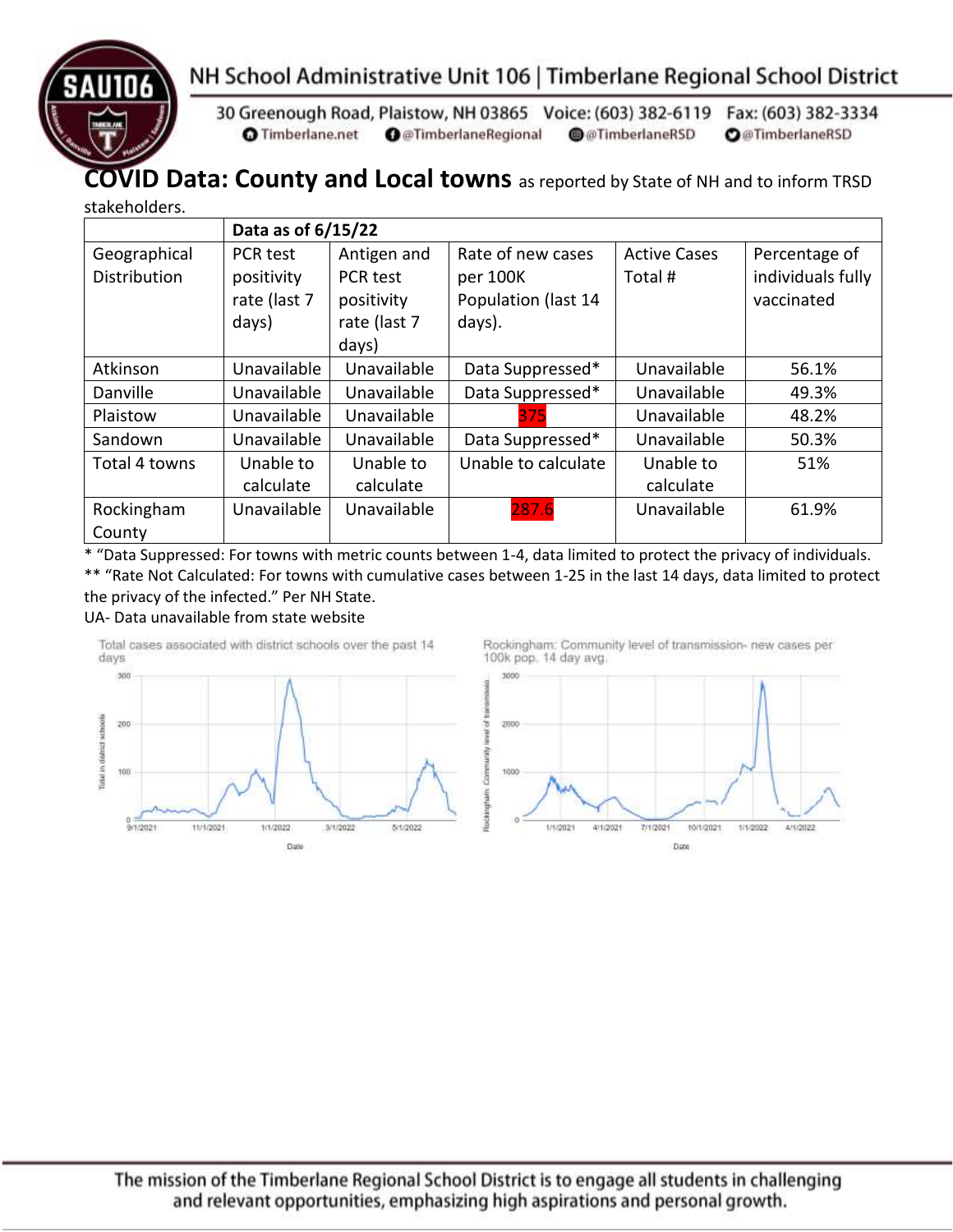# NH School Administrative Unit 106 | Timberlane Regional School District

30 Greenough Road, Plaistow, NH 03865 Voice: (603) 382-6119 Fax: (603) 382-3334
Timberlane.net @TimberlaneRegional @TimberlaneRSD @TimberlaneRSD

## COVID Data: County and Local towns as reported by State of NH and to inform TRSD stakeholders.

| | Data as of 6/15/22 | | | | |
|---|---|---|---|---|---|
| Geographical Distribution | PCR test positivity rate (last 7 days) | Antigen and PCR test positivity rate (last 7 days) | Rate of new cases per 100K Population (last 14 days). | Active Cases Total # | Percentage of individuals fully vaccinated |
| Atkinson | Unavailable | Unavailable | Data Suppressed* | Unavailable | 56.1% |
| Danville | Unavailable | Unavailable | Data Suppressed* | Unavailable | 49.3% |
| Plaistow | Unavailable | Unavailable | 375 | Unavailable | 48.2% |
| Sandown | Unavailable | Unavailable | Data Suppressed* | Unavailable | 50.3% |
| Total 4 towns | Unable to calculate | Unable to calculate | Unable to calculate | Unable to calculate | 51% |
| Rockingham County | Unavailable | Unavailable | 287.6 | Unavailable | 61.9% |

* "Data Suppressed: For towns with metric counts between 1-4, data limited to protect the privacy of individuals.
** "Rate Not Calculated: For towns with cumulative cases between 1-25 in the last 14 days, data limited to protect the privacy of the infected." Per NH State.
UA- Data unavailable from state website

Total cases associated with district schools over the past 14 days
Total in district schools
300
200
100
0
9/1/2021 11/1/2021 1/1/2022 3/1/2022 5/1/2022
Date

Rockingham: Community level of transmission- new cases per 100k pop. 14 day avg.
Rockingham: Community level of transmission
3000
2000
1000
0
1/1/2021 4/1/2021 7/1/2021 10/1/2021 1/1/2022 4/1/2022
Date

The mission of the Timberlane Regional School District is to engage all students in challenging and relevant opportunities, emphasizing high aspirations and personal growth.